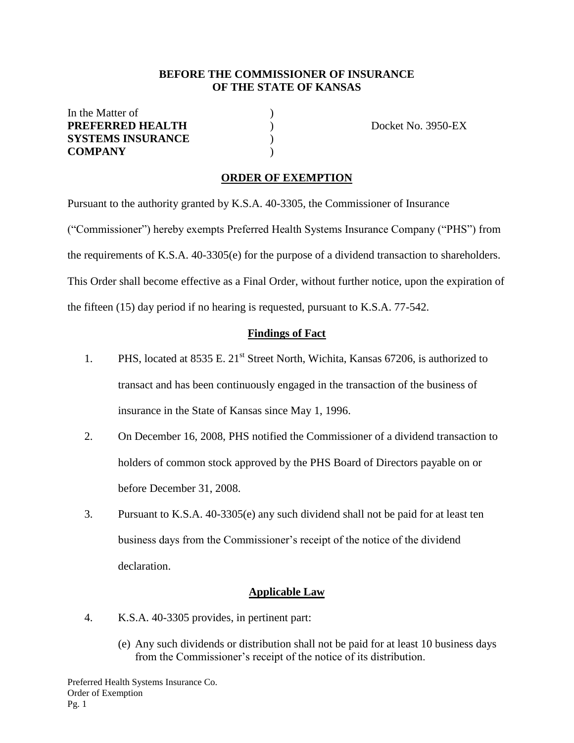**BEFORE THE COMMISSIONER OF INSURANCE**
**OF THE STATE OF KANSAS**

In the Matter of )
**PREFERRED HEALTH** ) Docket No. 3950-EX
**SYSTEMS INSURANCE** )
**COMPANY** )

## ORDER OF EXEMPTION

Pursuant to the authority granted by K.S.A. 40-3305, the Commissioner of Insurance ("Commissioner") hereby exempts Preferred Health Systems Insurance Company ("PHS") from the requirements of K.S.A. 40-3305(e) for the purpose of a dividend transaction to shareholders. This Order shall become effective as a Final Order, without further notice, upon the expiration of the fifteen (15) day period if no hearing is requested, pursuant to K.S.A. 77-542.

### Findings of Fact

1. PHS, located at 8535 E. 21st Street North, Wichita, Kansas 67206, is authorized to transact and has been continuously engaged in the transaction of the business of insurance in the State of Kansas since May 1, 1996.
2. On December 16, 2008, PHS notified the Commissioner of a dividend transaction to holders of common stock approved by the PHS Board of Directors payable on or before December 31, 2008.
3. Pursuant to K.S.A. 40-3305(e) any such dividend shall not be paid for at least ten business days from the Commissioner's receipt of the notice of the dividend declaration.

### Applicable Law

4. K.S.A. 40-3305 provides, in pertinent part:

   (e) Any such dividends or distribution shall not be paid for at least 10 business days from the Commissioner's receipt of the notice of its distribution.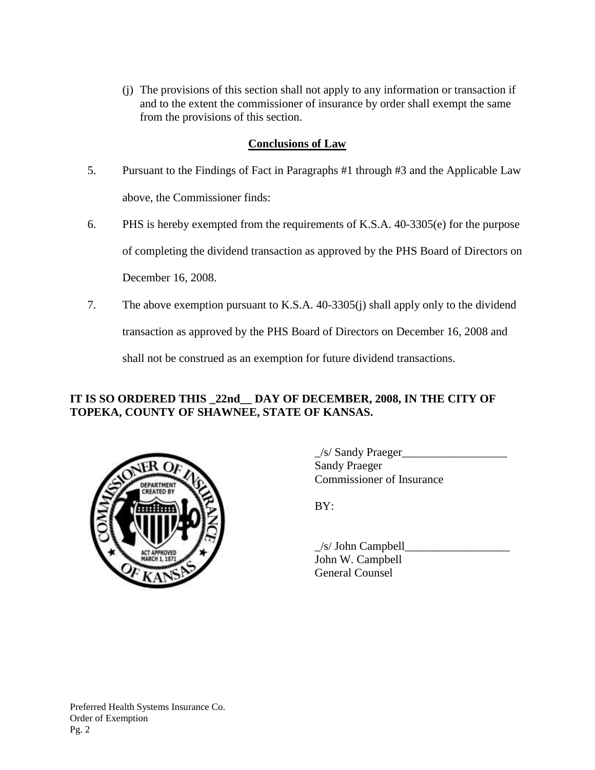(j) The provisions of this section shall not apply to any information or transaction if and to the extent the commissioner of insurance by order shall exempt the same from the provisions of this section.

## Conclusions of Law

5. Pursuant to the Findings of Fact in Paragraphs #1 through #3 and the Applicable Law above, the Commissioner finds:

6. PHS is hereby exempted from the requirements of K.S.A. 40-3305(e) for the purpose of completing the dividend transaction as approved by the PHS Board of Directors on December 16, 2008.

7. The above exemption pursuant to K.S.A. 40-3305(j) shall apply only to the dividend transaction as approved by the PHS Board of Directors on December 16, 2008 and shall not be construed as an exemption for future dividend transactions.

**IT IS SO ORDERED THIS _22nd__ DAY OF DECEMBER, 2008, IN THE CITY OF TOPEKA, COUNTY OF SHAWNEE, STATE OF KANSAS.**

_/s/ Sandy Praeger__________________
Sandy Praeger
Commissioner of Insurance

BY:

_/s/ John Campbell__________________
John W. Campbell
General Counsel

Preferred Health Systems Insurance Co.
Order of Exemption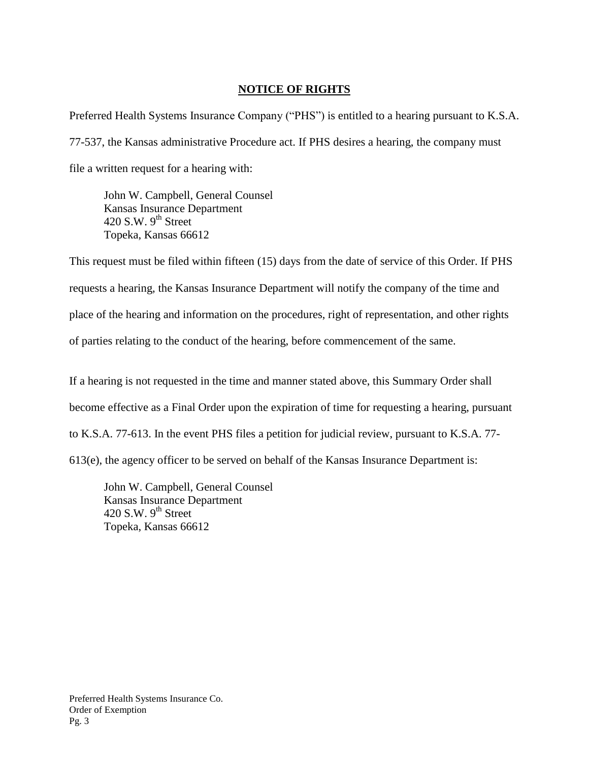## NOTICE OF RIGHTS

Preferred Health Systems Insurance Company ("PHS") is entitled to a hearing pursuant to K.S.A. 77-537, the Kansas administrative Procedure act. If PHS desires a hearing, the company must file a written request for a hearing with:

John W. Campbell, General Counsel
Kansas Insurance Department
420 S.W. 9th Street
Topeka, Kansas 66612

This request must be filed within fifteen (15) days from the date of service of this Order. If PHS requests a hearing, the Kansas Insurance Department will notify the company of the time and place of the hearing and information on the procedures, right of representation, and other rights of parties relating to the conduct of the hearing, before commencement of the same.

If a hearing is not requested in the time and manner stated above, this Summary Order shall become effective as a Final Order upon the expiration of time for requesting a hearing, pursuant to K.S.A. 77-613. In the event PHS files a petition for judicial review, pursuant to K.S.A. 77-613(e), the agency officer to be served on behalf of the Kansas Insurance Department is:

John W. Campbell, General Counsel
Kansas Insurance Department
420 S.W. 9th Street
Topeka, Kansas 66612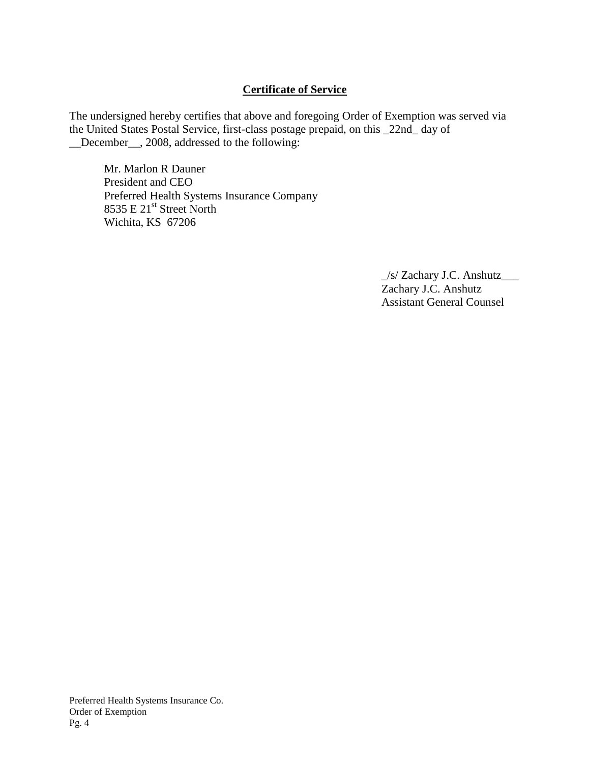**Certificate of Service**

The undersigned hereby certifies that above and foregoing Order of Exemption was served via the United States Postal Service, first-class postage prepaid, on this _22nd_ day of __December__, 2008, addressed to the following:

Mr. Marlon R Dauner
President and CEO
Preferred Health Systems Insurance Company
8535 E 21st Street North
Wichita, KS 67206

_/s/ Zachary J.C. Anshutz___
Zachary J.C. Anshutz
Assistant General Counsel